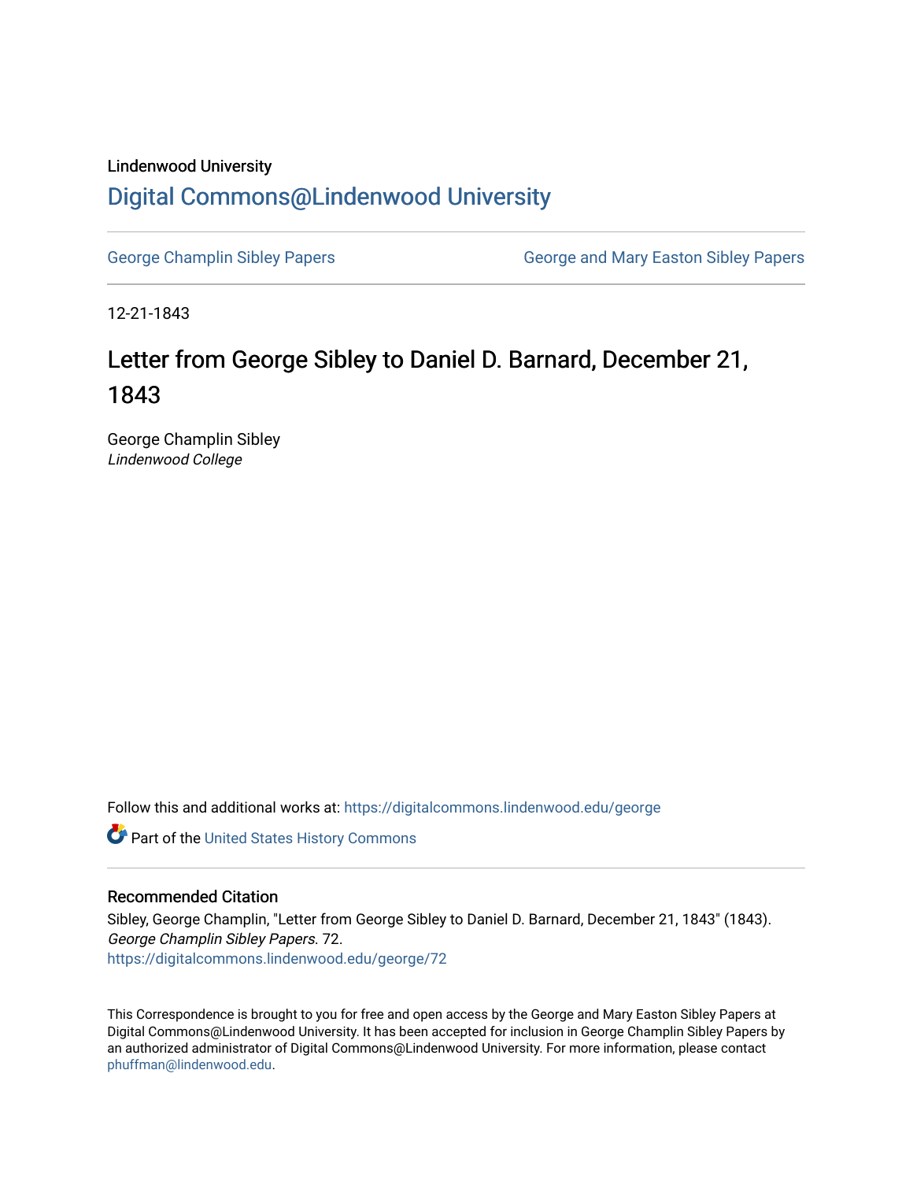Lindenwood University

# Digital Commons@Lindenwood University

George Champlin Sibley Papers

George and Mary Easton Sibley Papers

12-21-1843

## Letter from George Sibley to Daniel D. Barnard, December 21, 1843

George Champlin Sibley
*Lindenwood College*

Follow this and additional works at: https://digitalcommons.lindenwood.edu/george

Part of the United States History Commons

### Recommended Citation

Sibley, George Champlin, "Letter from George Sibley to Daniel D. Barnard, December 21, 1843" (1843). *George Champlin Sibley Papers*. 72.
https://digitalcommons.lindenwood.edu/george/72

This Correspondence is brought to you for free and open access by the George and Mary Easton Sibley Papers at Digital Commons@Lindenwood University. It has been accepted for inclusion in George Champlin Sibley Papers by an authorized administrator of Digital Commons@Lindenwood University. For more information, please contact phuffman@lindenwood.edu.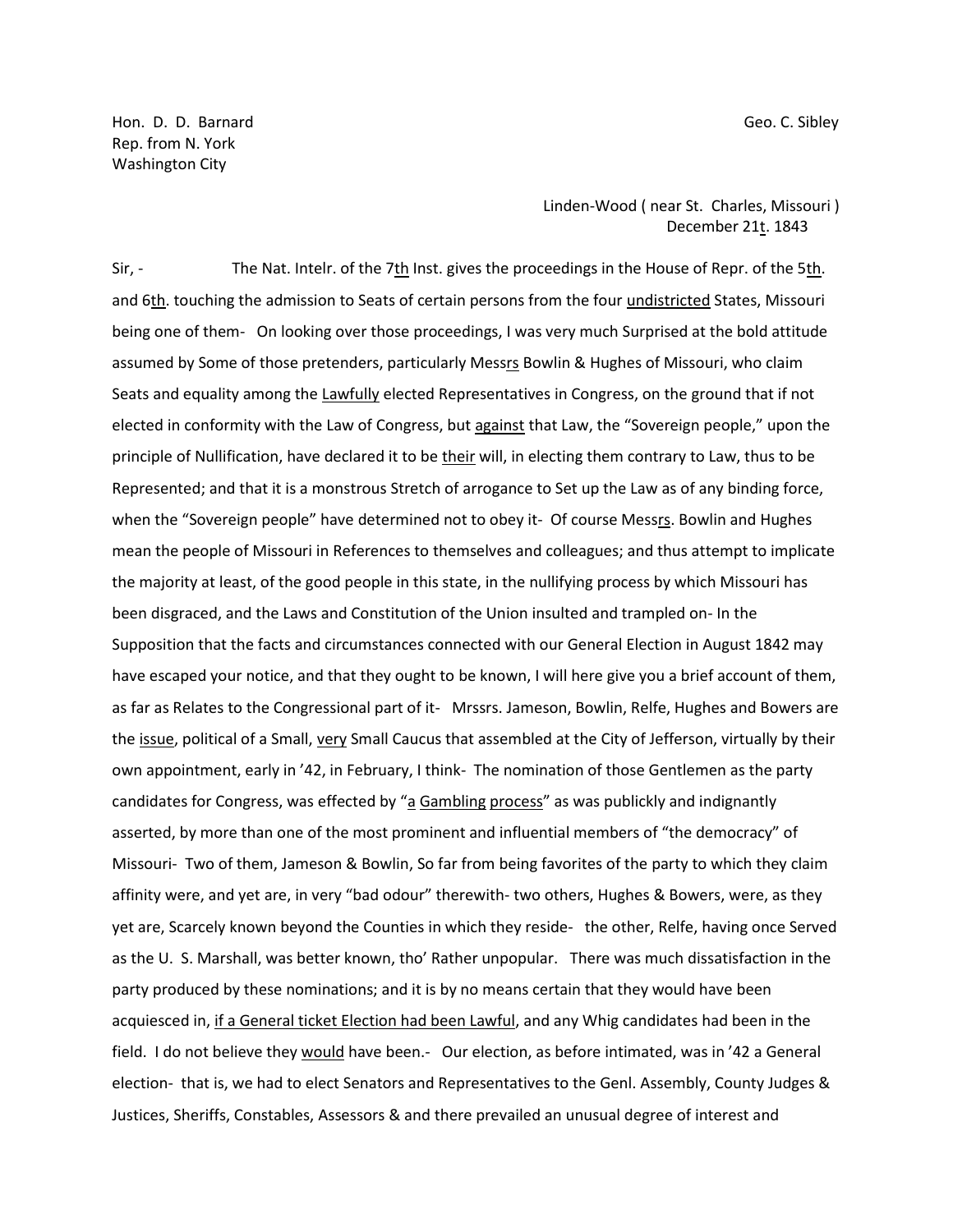Hon. D. D. Barnard  
Rep. from N. York  
Washington City

Geo. C. Sibley

Linden-Wood ( near St. Charles, Missouri )  
December 21t. 1843

Sir, - The Nat. Intelr. of the 7th Inst. gives the proceedings in the House of Repr. of the 5th. and 6th. touching the admission to Seats of certain persons from the four undistricted States, Missouri being one of them- On looking over those proceedings, I was very much Surprised at the bold attitude assumed by Some of those pretenders, particularly Messrs Bowlin & Hughes of Missouri, who claim Seats and equality among the Lawfully elected Representatives in Congress, on the ground that if not elected in conformity with the Law of Congress, but against that Law, the "Sovereign people," upon the principle of Nullification, have declared it to be their will, in electing them contrary to Law, thus to be Represented; and that it is a monstrous Stretch of arrogance to Set up the Law as of any binding force, when the "Sovereign people" have determined not to obey it- Of course Messrs. Bowlin and Hughes mean the people of Missouri in References to themselves and colleagues; and thus attempt to implicate the majority at least, of the good people in this state, in the nullifying process by which Missouri has been disgraced, and the Laws and Constitution of the Union insulted and trampled on- In the Supposition that the facts and circumstances connected with our General Election in August 1842 may have escaped your notice, and that they ought to be known, I will here give you a brief account of them, as far as Relates to the Congressional part of it- Mrssrs. Jameson, Bowlin, Relfe, Hughes and Bowers are the issue, political of a Small, very Small Caucus that assembled at the City of Jefferson, virtually by their own appointment, early in '42, in February, I think- The nomination of those Gentlemen as the party candidates for Congress, was effected by "a Gambling process" as was publickly and indignantly asserted, by more than one of the most prominent and influential members of "the democracy" of Missouri- Two of them, Jameson & Bowlin, So far from being favorites of the party to which they claim affinity were, and yet are, in very "bad odour" therewith- two others, Hughes & Bowers, were, as they yet are, Scarcely known beyond the Counties in which they reside- the other, Relfe, having once Served as the U. S. Marshall, was better known, tho' Rather unpopular. There was much dissatisfaction in the party produced by these nominations; and it is by no means certain that they would have been acquiesced in, if a General ticket Election had been Lawful, and any Whig candidates had been in the field. I do not believe they would have been.- Our election, as before intimated, was in '42 a General election- that is, we had to elect Senators and Representatives to the Genl. Assembly, County Judges & Justices, Sheriffs, Constables, Assessors & and there prevailed an unusual degree of interest and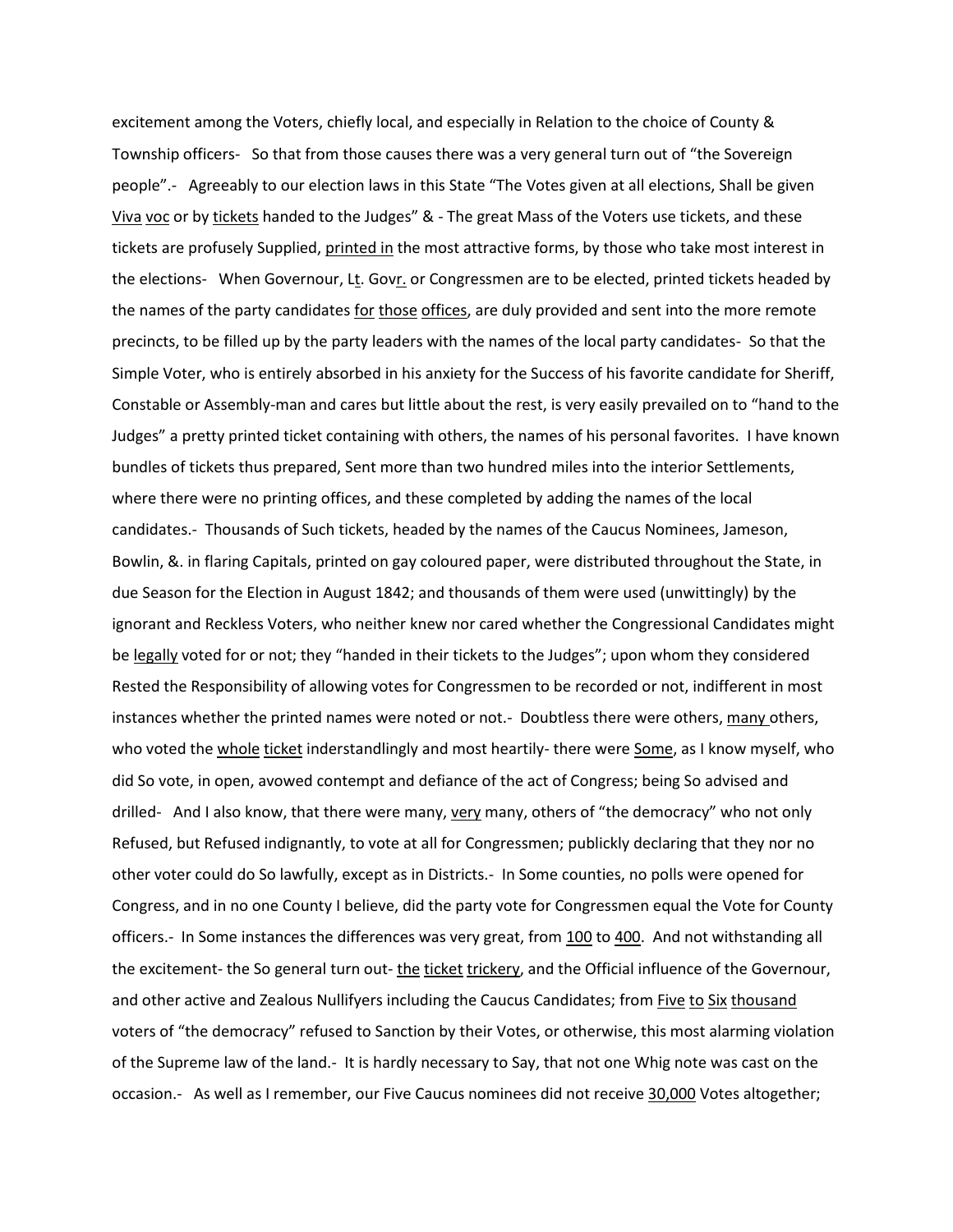excitement among the Voters, chiefly local, and especially in Relation to the choice of County & Township officers- So that from those causes there was a very general turn out of "the Sovereign people".- Agreeably to our election laws in this State "The Votes given at all elections, Shall be given <u>Viva voc</u> or by <u>tickets</u> handed to the Judges" & - The great Mass of the Voters use tickets, and these tickets are profusely Supplied, <u>printed in</u> the most attractive forms, by those who take most interest in the elections- When Governour, L<u>t</u>. Gov<u>r.</u> or Congressmen are to be elected, printed tickets headed by the names of the party candidates <u>for those offices</u>, are duly provided and sent into the more remote precincts, to be filled up by the party leaders with the names of the local party candidates- So that the Simple Voter, who is entirely absorbed in his anxiety for the Success of his favorite candidate for Sheriff, Constable or Assembly-man and cares but little about the rest, is very easily prevailed on to "hand to the Judges" a pretty printed ticket containing with others, the names of his personal favorites. I have known bundles of tickets thus prepared, Sent more than two hundred miles into the interior Settlements, where there were no printing offices, and these completed by adding the names of the local candidates.- Thousands of Such tickets, headed by the names of the Caucus Nominees, Jameson, Bowlin, &. in flaring Capitals, printed on gay coloured paper, were distributed throughout the State, in due Season for the Election in August 1842; and thousands of them were used (unwittingly) by the ignorant and Reckless Voters, who neither knew nor cared whether the Congressional Candidates might be <u>legally</u> voted for or not; they "handed in their tickets to the Judges"; upon whom they considered Rested the Responsibility of allowing votes for Congressmen to be recorded or not, indifferent in most instances whether the printed names were noted or not.- Doubtless there were others, <u>many</u> others, who voted the <u>whole ticket</u> inderstandlingly and most heartily- there were <u>Some</u>, as I know myself, who did So vote, in open, avowed contempt and defiance of the act of Congress; being So advised and drilled- And I also know, that there were many, <u>very</u> many, others of "the democracy" who not only Refused, but Refused indignantly, to vote at all for Congressmen; publickly declaring that they nor no other voter could do So lawfully, except as in Districts.- In Some counties, no polls were opened for Congress, and in no one County I believe, did the party vote for Congressmen equal the Vote for County officers.- In Some instances the differences was very great, from <u>100</u> to <u>400</u>. And not withstanding all the excitement- the So general turn out- <u>the ticket trickery</u>, and the Official influence of the Governour, and other active and Zealous Nullifyers including the Caucus Candidates; from <u>Five to Six thousand</u> voters of "the democracy" refused to Sanction by their Votes, or otherwise, this most alarming violation of the Supreme law of the land.- It is hardly necessary to Say, that not one Whig note was cast on the occasion.- As well as I remember, our Five Caucus nominees did not receive <u>30,000</u> Votes altogether;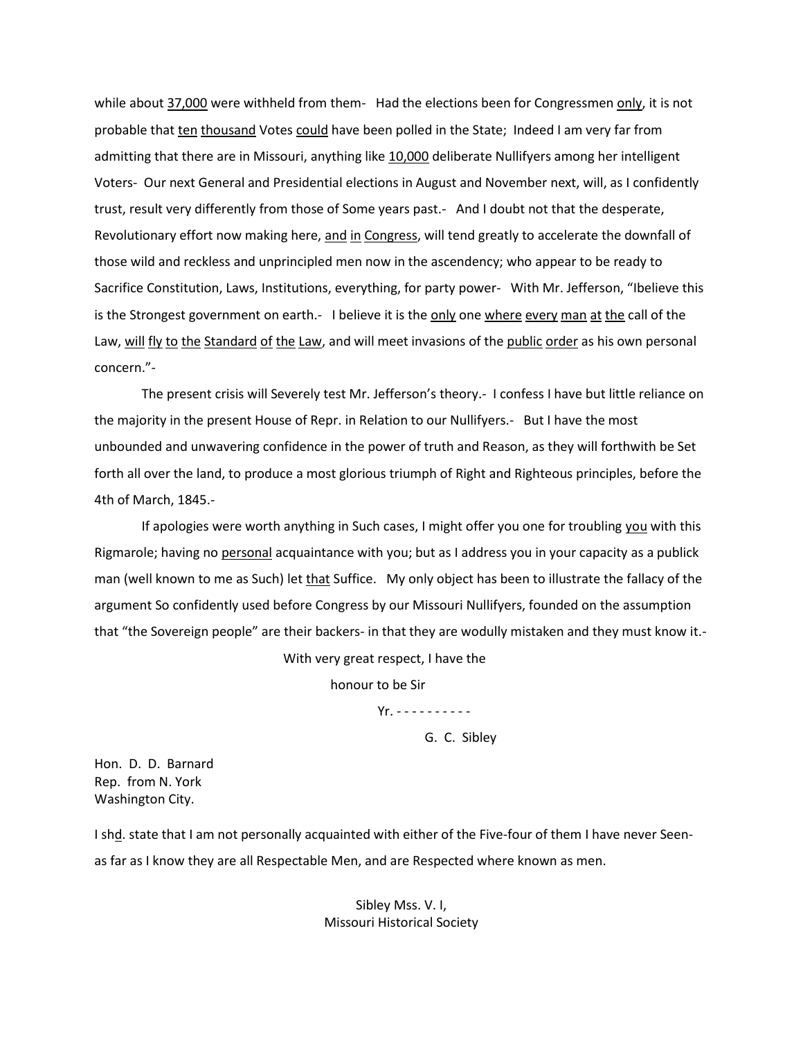while about <u>37,000</u> were withheld from them- Had the elections been for Congressmen <u>only</u>, it is not probable that <u>ten</u> <u>thousand</u> Votes <u>could</u> have been polled in the State; Indeed I am very far from admitting that there are in Missouri, anything like <u>10,000</u> deliberate Nullifyers among her intelligent Voters- Our next General and Presidential elections in August and November next, will, as I confidently trust, result very differently from those of Some years past.- And I doubt not that the desperate, Revolutionary effort now making here, <u>and</u> <u>in</u> <u>Congress</u>, will tend greatly to accelerate the downfall of those wild and reckless and unprincipled men now in the ascendency; who appear to be ready to Sacrifice Constitution, Laws, Institutions, everything, for party power- With Mr. Jefferson, "Ibelieve this is the Strongest government on earth.- I believe it is the <u>only</u> one <u>where</u> <u>every</u> <u>man</u> <u>at</u> <u>the</u> call of the Law, <u>will</u> <u>fly</u> <u>to</u> <u>the</u> <u>Standard</u> <u>of</u> <u>the</u> <u>Law</u>, and will meet invasions of the <u>public</u> <u>order</u> as his own personal concern."-

The present crisis will Severely test Mr. Jefferson's theory.- I confess I have but little reliance on the majority in the present House of Repr. in Relation to our Nullifyers.- But I have the most unbounded and unwavering confidence in the power of truth and Reason, as they will forthwith be Set forth all over the land, to produce a most glorious triumph of Right and Righteous principles, before the 4th of March, 1845.-

If apologies were worth anything in Such cases, I might offer you one for troubling <u>you</u> with this Rigmarole; having no <u>personal</u> acquaintance with you; but as I address you in your capacity as a publick man (well known to me as Such) let <u>that</u> Suffice. My only object has been to illustrate the fallacy of the argument So confidently used before Congress by our Missouri Nullifyers, founded on the assumption that "the Sovereign people" are their backers- in that they are wodully mistaken and they must know it.-

With very great respect, I have the

honour to be Sir

Yr. - - - - - - - - - -

G. C. Sibley

Hon. D. D. Barnard
Rep. from N. York
Washington City.

I sh<u>d</u>. state that I am not personally acquainted with either of the Five-four of them I have never Seen- as far as I know they are all Respectable Men, and are Respected where known as men.

Sibley Mss. V. I,
Missouri Historical Society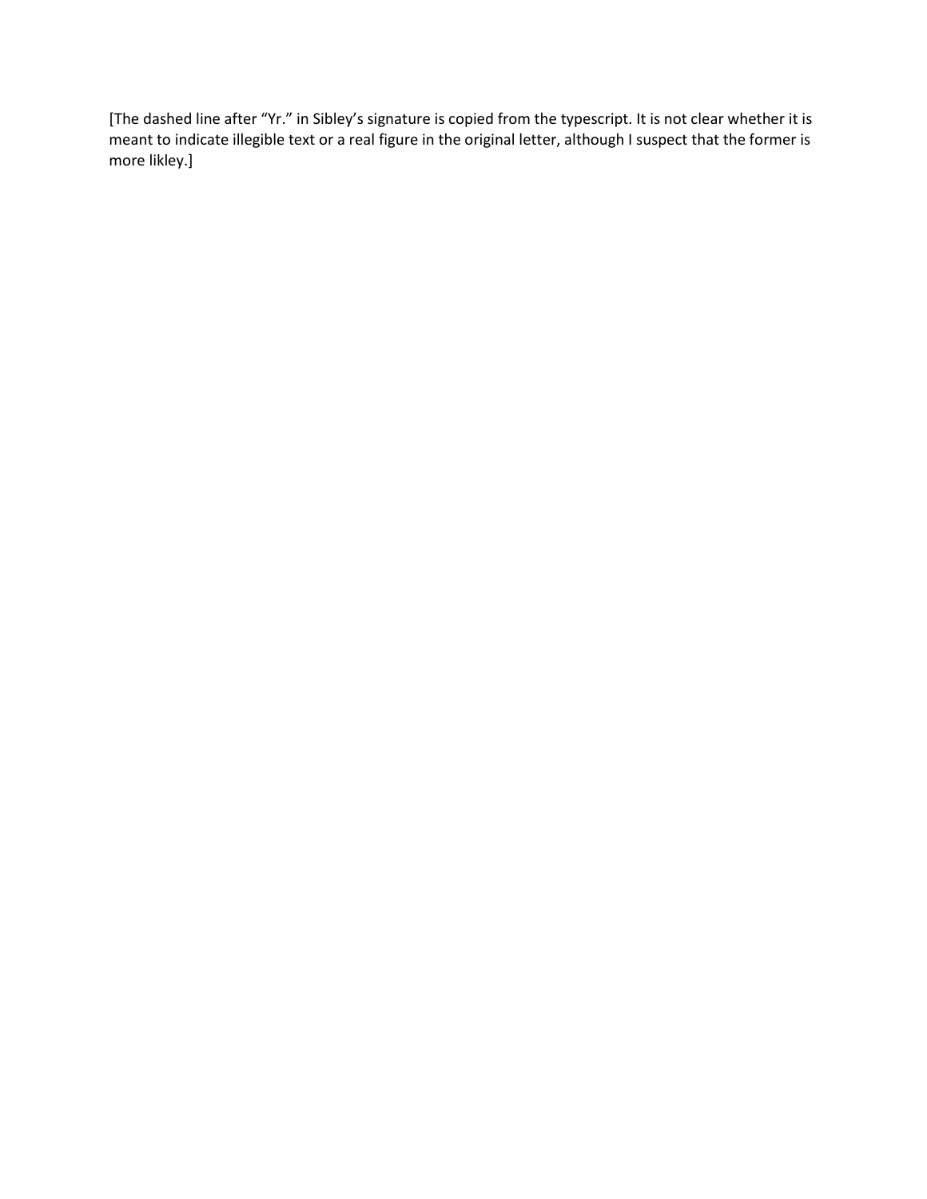[The dashed line after "Yr." in Sibley's signature is copied from the typescript. It is not clear whether it is meant to indicate illegible text or a real figure in the original letter, although I suspect that the former is more likley.]